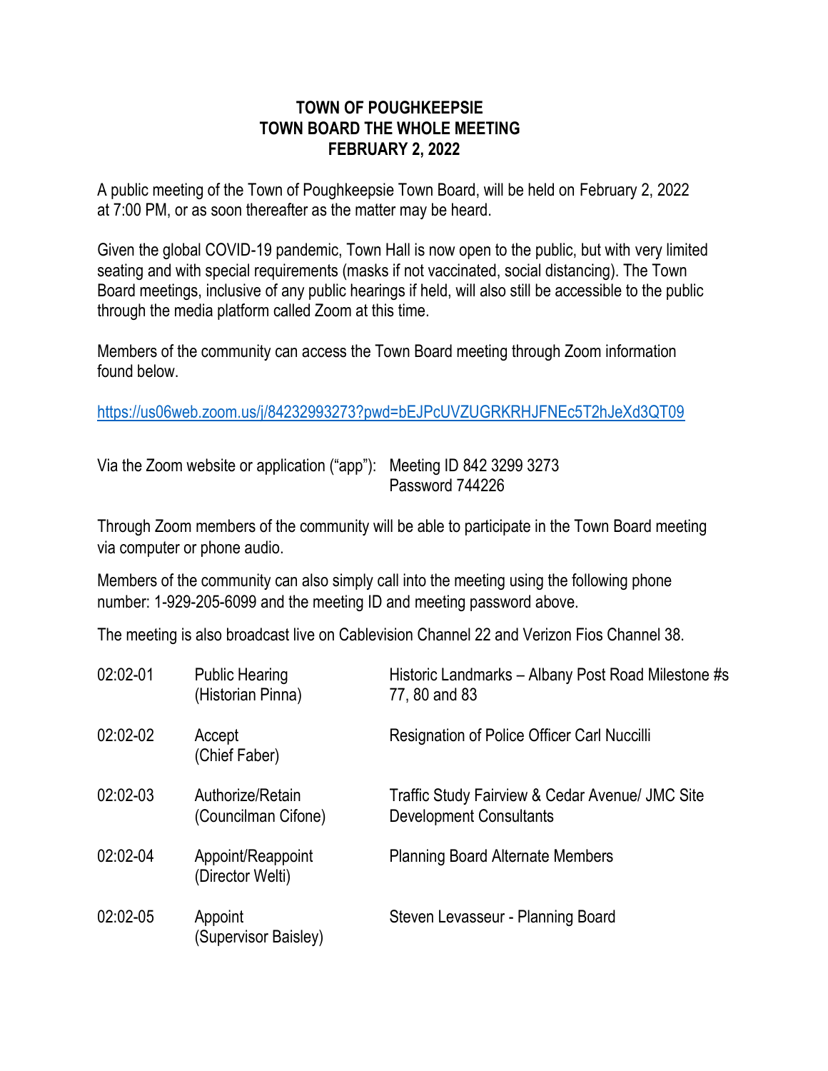**TOWN OF POUGHKEEPSIE**
**TOWN BOARD THE WHOLE MEETING**
**FEBRUARY 2, 2022**

A public meeting of the Town of Poughkeepsie Town Board, will be held on February 2, 2022 at 7:00 PM, or as soon thereafter as the matter may be heard.

Given the global COVID-19 pandemic, Town Hall is now open to the public, but with very limited seating and with special requirements (masks if not vaccinated, social distancing). The Town Board meetings, inclusive of any public hearings if held, will also still be accessible to the public through the media platform called Zoom at this time.

Members of the community can access the Town Board meeting through Zoom information found below.

https://us06web.zoom.us/j/84232993273?pwd=bEJPcUVZUGRKRHJFNEc5T2hJeXd3QT09

Via the Zoom website or application ("app"): Meeting ID 842 3299 3273
Password 744226

Through Zoom members of the community will be able to participate in the Town Board meeting via computer or phone audio.

Members of the community can also simply call into the meeting using the following phone number: 1-929-205-6099 and the meeting ID and meeting password above.

The meeting is also broadcast live on Cablevision Channel 22 and Verizon Fios Channel 38.

| | | |
|---|---|---|
| 02:02-01 | Public Hearing (Historian Pinna) | Historic Landmarks – Albany Post Road Milestone #s 77, 80 and 83 |
| 02:02-02 | Accept (Chief Faber) | Resignation of Police Officer Carl Nuccilli |
| 02:02-03 | Authorize/Retain (Councilman Cifone) | Traffic Study Fairview & Cedar Avenue/ JMC Site Development Consultants |
| 02:02-04 | Appoint/Reappoint (Director Welti) | Planning Board Alternate Members |
| 02:02-05 | Appoint (Supervisor Baisley) | Steven Levasseur - Planning Board |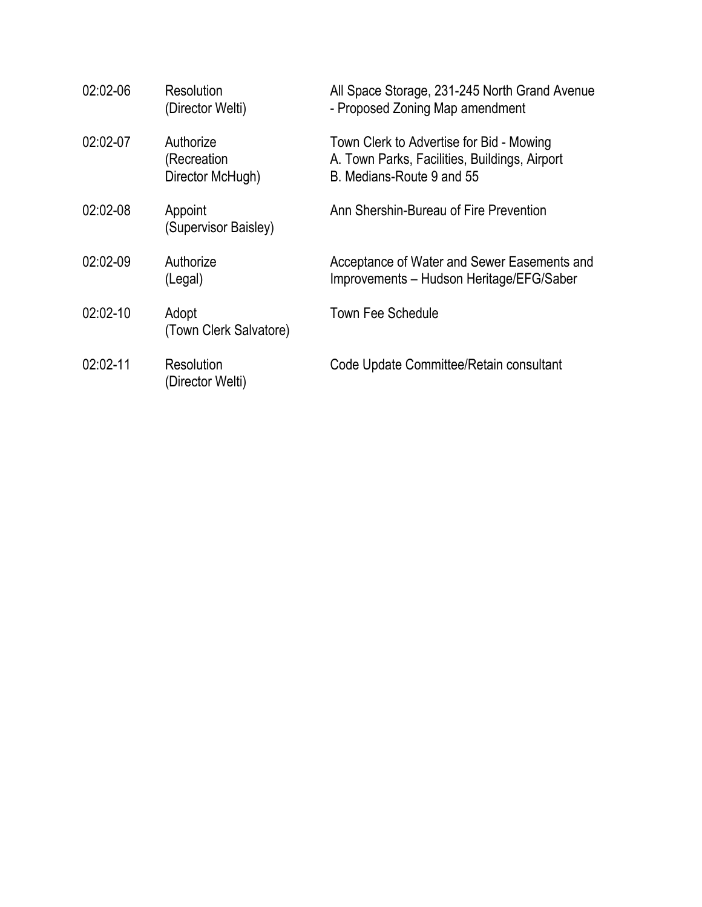| | | |
|---|---|---|
| 02:02-06 | Resolution (Director Welti) | All Space Storage, 231-245 North Grand Avenue - Proposed Zoning Map amendment |
| 02:02-07 | Authorize (Recreation Director McHugh) | Town Clerk to Advertise for Bid - Mowing<br>A. Town Parks, Facilities, Buildings, Airport<br>B. Medians-Route 9 and 55 |
| 02:02-08 | Appoint (Supervisor Baisley) | Ann Shershin-Bureau of Fire Prevention |
| 02:02-09 | Authorize (Legal) | Acceptance of Water and Sewer Easements and Improvements – Hudson Heritage/EFG/Saber |
| 02:02-10 | Adopt (Town Clerk Salvatore) | Town Fee Schedule |
| 02:02-11 | Resolution (Director Welti) | Code Update Committee/Retain consultant |